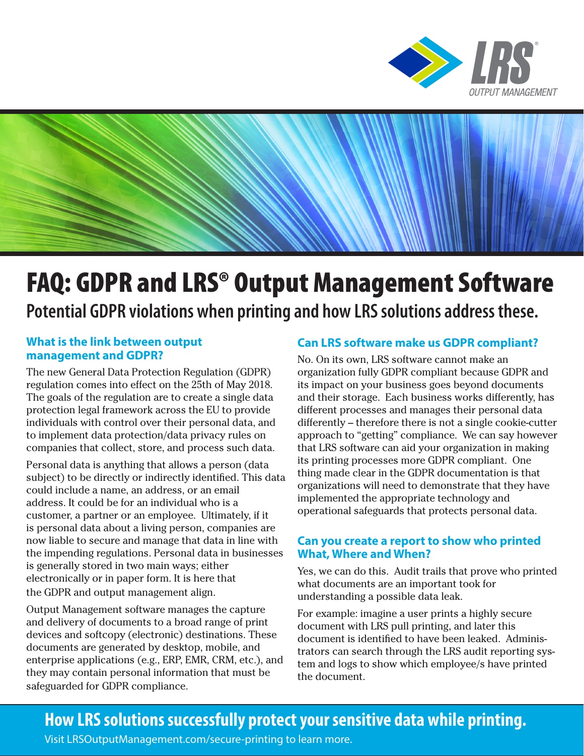# FAQ: GDPR and LRS® Output Management Software

## Potential GDPR violations when printing and how LRS solutions address these.

### What is the link between output management and GDPR?

The new General Data Protection Regulation (GDPR) regulation comes into effect on the 25th of May 2018. The goals of the regulation are to create a single data protection legal framework across the EU to provide individuals with control over their personal data, and to implement data protection/data privacy rules on companies that collect, store, and process such data.

Personal data is anything that allows a person (data subject) to be directly or indirectly identified. This data could include a name, an address, or an email address. It could be for an individual who is a customer, a partner or an employee. Ultimately, if it is personal data about a living person, companies are now liable to secure and manage that data in line with the impending regulations. Personal data in businesses is generally stored in two main ways; either electronically or in paper form. It is here that the GDPR and output management align.

Output Management software manages the capture and delivery of documents to a broad range of print devices and softcopy (electronic) destinations. These documents are generated by desktop, mobile, and enterprise applications (e.g., ERP, EMR, CRM, etc.), and they may contain personal information that must be safeguarded for GDPR compliance.

### Can LRS software make us GDPR compliant?

No. On its own, LRS software cannot make an organization fully GDPR compliant because GDPR and its impact on your business goes beyond documents and their storage. Each business works differently, has different processes and manages their personal data differently – therefore there is not a single cookie-cutter approach to "getting" compliance. We can say however that LRS software can aid your organization in making its printing processes more GDPR compliant. One thing made clear in the GDPR documentation is that organizations will need to demonstrate that they have implemented the appropriate technology and operational safeguards that protects personal data.

### Can you create a report to show who printed What, Where and When?

Yes, we can do this. Audit trails that prove who printed what documents are an important took for understanding a possible data leak.

For example: imagine a user prints a highly secure document with LRS pull printing, and later this document is identified to have been leaked. Administrators can search through the LRS audit reporting system and logs to show which employee/s have printed the document.

**How LRS solutions successfully protect your sensitive data while printing.**

Visit LRSOutputManagement.com/secure-printing to learn more.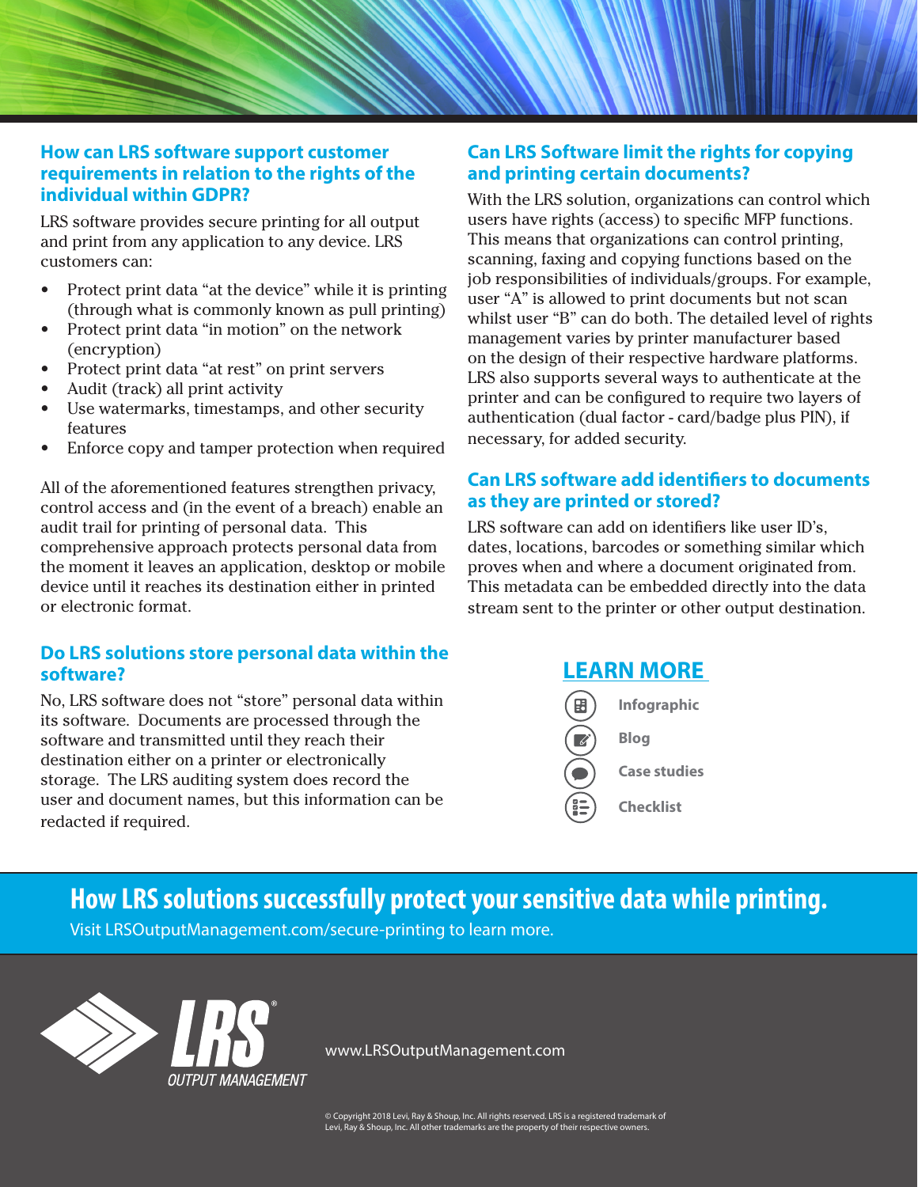## How can LRS software support customer requirements in relation to the rights of the individual within GDPR?

LRS software provides secure printing for all output and print from any application to any device. LRS customers can:

- Protect print data "at the device" while it is printing (through what is commonly known as pull printing)
- Protect print data "in motion" on the network (encryption)
- Protect print data "at rest" on print servers
- Audit (track) all print activity
- Use watermarks, timestamps, and other security features
- Enforce copy and tamper protection when required

All of the aforementioned features strengthen privacy, control access and (in the event of a breach) enable an audit trail for printing of personal data. This comprehensive approach protects personal data from the moment it leaves an application, desktop or mobile device until it reaches its destination either in printed or electronic format.

## Do LRS solutions store personal data within the software?

No, LRS software does not "store" personal data within its software. Documents are processed through the software and transmitted until they reach their destination either on a printer or electronically storage. The LRS auditing system does record the user and document names, but this information can be redacted if required.

## Can LRS Software limit the rights for copying and printing certain documents?

With the LRS solution, organizations can control which users have rights (access) to specific MFP functions. This means that organizations can control printing, scanning, faxing and copying functions based on the job responsibilities of individuals/groups. For example, user "A" is allowed to print documents but not scan whilst user "B" can do both. The detailed level of rights management varies by printer manufacturer based on the design of their respective hardware platforms. LRS also supports several ways to authenticate at the printer and can be configured to require two layers of authentication (dual factor - card/badge plus PIN), if necessary, for added security.

## Can LRS software add identifiers to documents as they are printed or stored?

LRS software can add on identifiers like user ID's, dates, locations, barcodes or something similar which proves when and where a document originated from. This metadata can be embedded directly into the data stream sent to the printer or other output destination.

## LEARN MORE

- Infographic
- Blog
- Case studies
- Checklist

## How LRS solutions successfully protect your sensitive data while printing.

Visit LRSOutputManagement.com/secure-printing to learn more.

LRS® OUTPUT MANAGEMENT

www.LRSOutputManagement.com

© Copyright 2018 Levi, Ray & Shoup, Inc. All rights reserved. LRS is a registered trademark of Levi, Ray & Shoup, Inc. All other trademarks are the property of their respective owners.